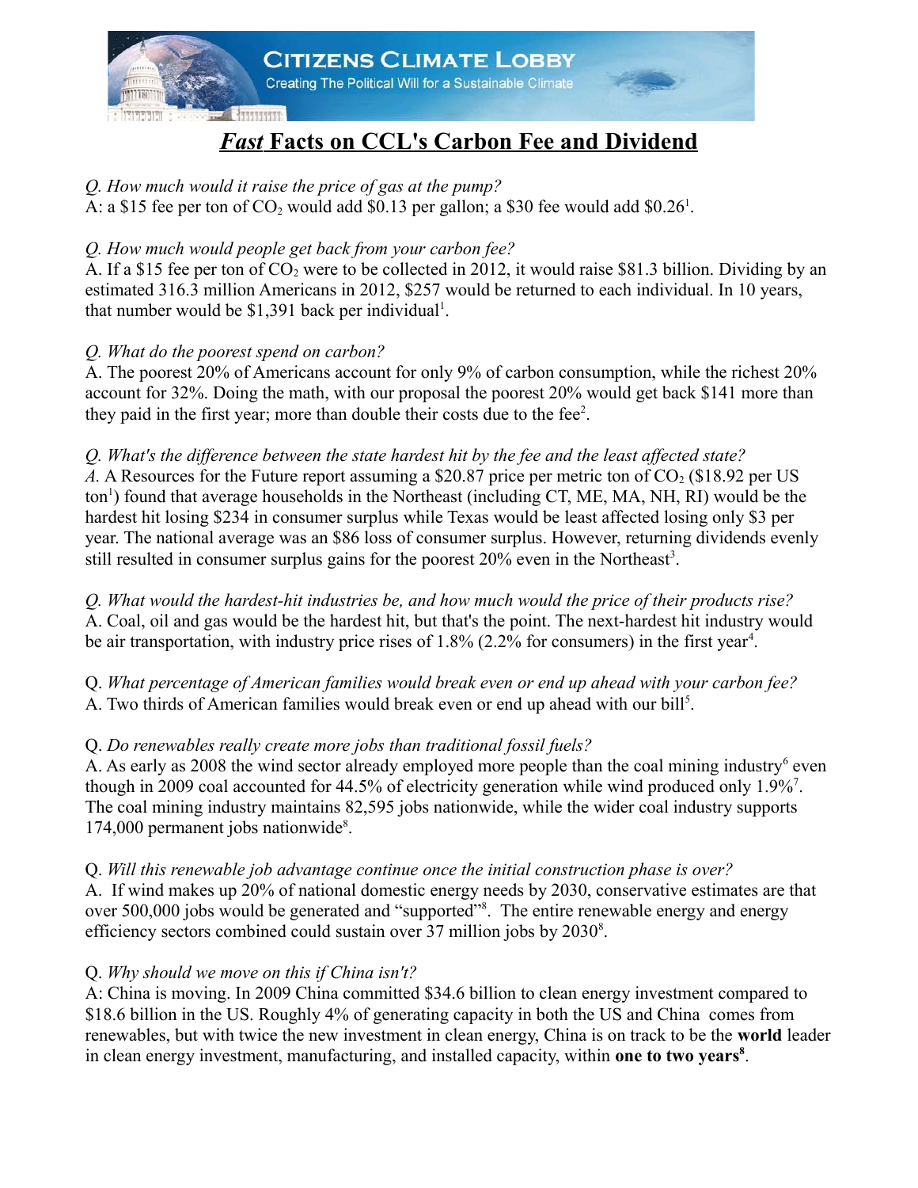# *Fast* Facts on CCL's Carbon Fee and Dividend

*Q. How much would it raise the price of gas at the pump?*
A: a \$15 fee per ton of $CO_2$ would add \$0.13 per gallon; a \$30 fee would add \$0.26[1].

*Q. How much would people get back from your carbon fee?*
A. If a \$15 fee per ton of $CO_2$ were to be collected in 2012, it would raise \$81.3 billion. Dividing by an estimated 316.3 million Americans in 2012, \$257 would be returned to each individual. In 10 years, that number would be \$1,391 back per individual[1].

*Q. What do the poorest spend on carbon?*
A. The poorest 20% of Americans account for only 9% of carbon consumption, while the richest 20% account for 32%. Doing the math, with our proposal the poorest 20% would get back \$141 more than they paid in the first year; more than double their costs due to the fee[2].

*Q. What's the difference between the state hardest hit by the fee and the least affected state?*
*A.* A Resources for the Future report assuming a \$20.87 price per metric ton of $CO_2$ (\$18.92 per US ton[1]) found that average households in the Northeast (including CT, ME, MA, NH, RI) would be the hardest hit losing \$234 in consumer surplus while Texas would be least affected losing only \$3 per year. The national average was an \$86 loss of consumer surplus. However, returning dividends evenly still resulted in consumer surplus gains for the poorest 20% even in the Northeast[3].

*Q. What would the hardest-hit industries be, and how much would the price of their products rise?*
A. Coal, oil and gas would be the hardest hit, but that's the point. The next-hardest hit industry would be air transportation, with industry price rises of 1.8% (2.2% for consumers) in the first year[4].

Q. *What percentage of American families would break even or end up ahead with your carbon fee?*
A. Two thirds of American families would break even or end up ahead with our bill[5].

Q. *Do renewables really create more jobs than traditional fossil fuels?*
A. As early as 2008 the wind sector already employed more people than the coal mining industry[6] even though in 2009 coal accounted for 44.5% of electricity generation while wind produced only 1.9%[7]. The coal mining industry maintains 82,595 jobs nationwide, while the wider coal industry supports 174,000 permanent jobs nationwide[8].

Q. *Will this renewable job advantage continue once the initial construction phase is over?*
A. If wind makes up 20% of national domestic energy needs by 2030, conservative estimates are that over 500,000 jobs would be generated and "supported"[8]. The entire renewable energy and energy efficiency sectors combined could sustain over 37 million jobs by 2030[8].

Q. *Why should we move on this if China isn't?*
A: China is moving. In 2009 China committed \$34.6 billion to clean energy investment compared to \$18.6 billion in the US. Roughly 4% of generating capacity in both the US and China comes from renewables, but with twice the new investment in clean energy, China is on track to be the **world** leader in clean energy investment, manufacturing, and installed capacity, within **one to two years**[8].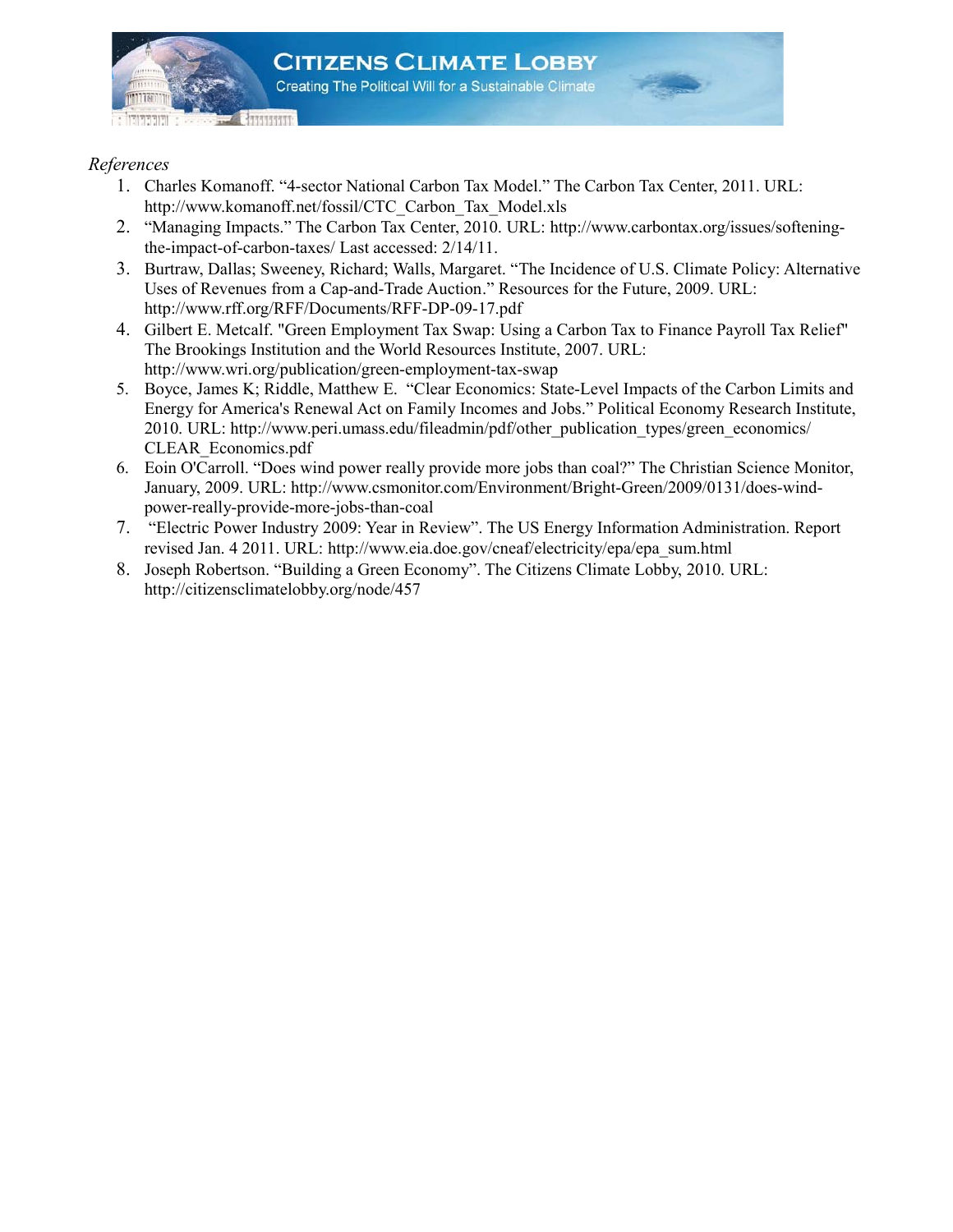*References*

1. Charles Komanoff. “4-sector National Carbon Tax Model.” The Carbon Tax Center, 2011. URL: http://www.komanoff.net/fossil/CTC_Carbon_Tax_Model.xls
2. “Managing Impacts.” The Carbon Tax Center, 2010. URL: http://www.carbontax.org/issues/softening-the-impact-of-carbon-taxes/ Last accessed: 2/14/11.
3. Burtraw, Dallas; Sweeney, Richard; Walls, Margaret. “The Incidence of U.S. Climate Policy: Alternative Uses of Revenues from a Cap-and-Trade Auction.” Resources for the Future, 2009. URL: http://www.rff.org/RFF/Documents/RFF-DP-09-17.pdf
4. Gilbert E. Metcalf. "Green Employment Tax Swap: Using a Carbon Tax to Finance Payroll Tax Relief" The Brookings Institution and the World Resources Institute, 2007. URL: http://www.wri.org/publication/green-employment-tax-swap
5. Boyce, James K; Riddle, Matthew E. “Clear Economics: State-Level Impacts of the Carbon Limits and Energy for America's Renewal Act on Family Incomes and Jobs.” Political Economy Research Institute, 2010. URL: http://www.peri.umass.edu/fileadmin/pdf/other_publication_types/green_economics/CLEAR_Economics.pdf
6. Eoin O'Carroll. “Does wind power really provide more jobs than coal?” The Christian Science Monitor, January, 2009. URL: http://www.csmonitor.com/Environment/Bright-Green/2009/0131/does-wind-power-really-provide-more-jobs-than-coal
7. “Electric Power Industry 2009: Year in Review”. The US Energy Information Administration. Report revised Jan. 4 2011. URL: http://www.eia.doe.gov/cneaf/electricity/epa/epa_sum.html
8. Joseph Robertson. “Building a Green Economy”. The Citizens Climate Lobby, 2010. URL: http://citizensclimatelobby.org/node/457